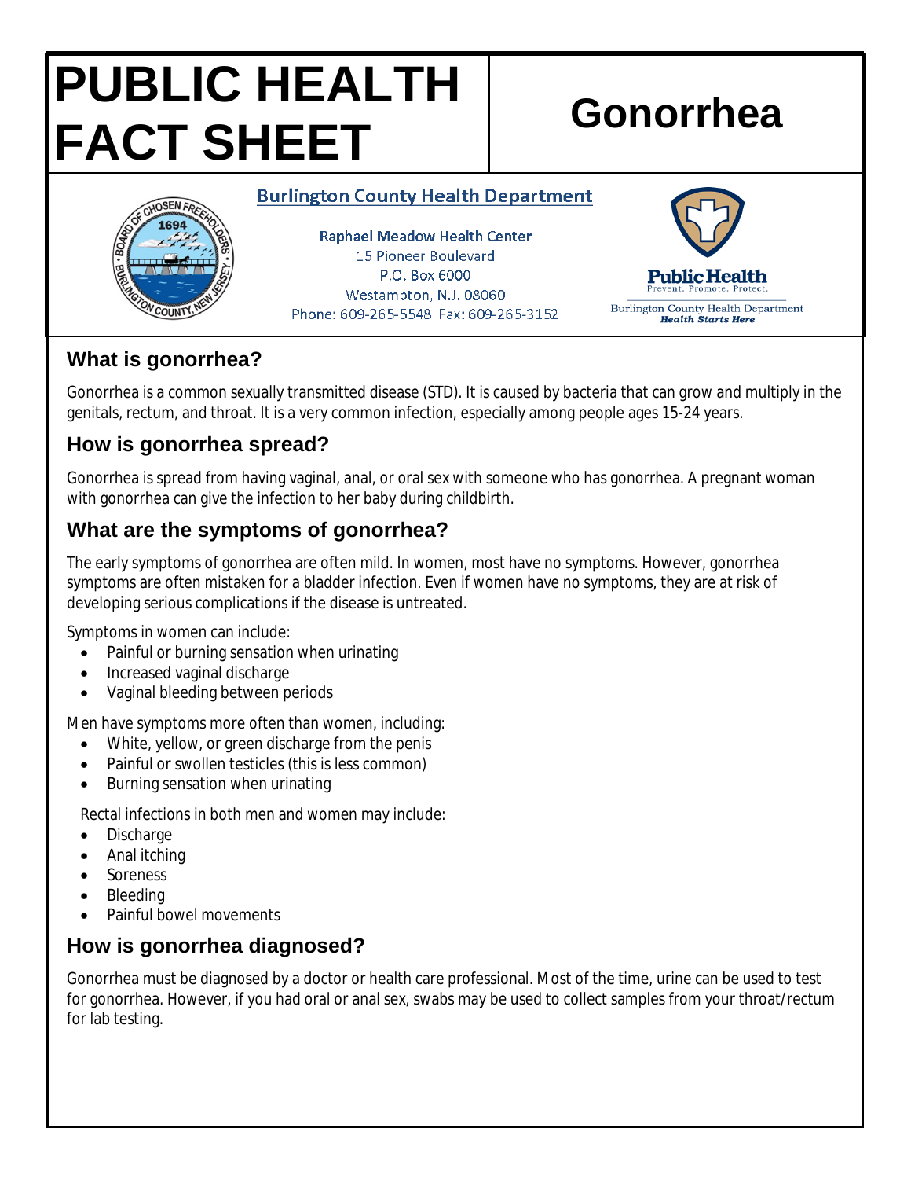# PUBLIC HEALTH FACT SHEET

# Gonorrhea

**Burlington County Health Department**

Raphael Meadow Health Center
15 Pioneer Boulevard
P.O. Box 6000
Westampton, N.J. 08060
Phone: 609-265-5548 Fax: 609-265-3152

Public Health
Prevent. Promote. Protect.
Burlington County Health Department
*Health Starts Here*

## What is gonorrhea?

Gonorrhea is a common sexually transmitted disease (STD). It is caused by bacteria that can grow and multiply in the genitals, rectum, and throat. It is a very common infection, especially among people ages 15-24 years.

## How is gonorrhea spread?

Gonorrhea is spread from having vaginal, anal, or oral sex with someone who has gonorrhea. A pregnant woman with gonorrhea can give the infection to her baby during childbirth.

## What are the symptoms of gonorrhea?

The early symptoms of gonorrhea are often mild. In women, most have no symptoms. However, gonorrhea symptoms are often mistaken for a bladder infection. Even if women have no symptoms, they are at risk of developing serious complications if the disease is untreated.

Symptoms in women can include:

- Painful or burning sensation when urinating
- Increased vaginal discharge
- Vaginal bleeding between periods

Men have symptoms more often than women, including:

- White, yellow, or green discharge from the penis
- Painful or swollen testicles (this is less common)
- Burning sensation when urinating

Rectal infections in both men and women may include:

- Discharge
- Anal itching
- Soreness
- Bleeding
- Painful bowel movements

## How is gonorrhea diagnosed?

Gonorrhea must be diagnosed by a doctor or health care professional. Most of the time, urine can be used to test for gonorrhea. However, if you had oral or anal sex, swabs may be used to collect samples from your throat/rectum for lab testing.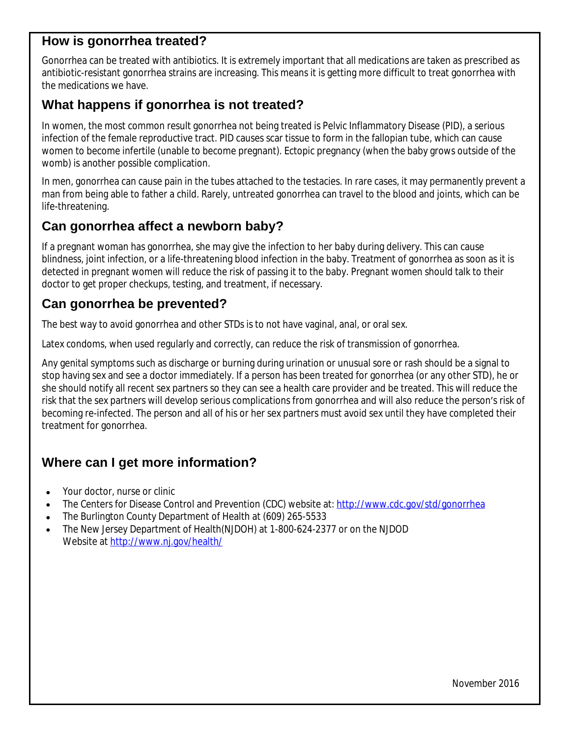## How is gonorrhea treated?

Gonorrhea can be treated with antibiotics. It is extremely important that all medications are taken as prescribed as antibiotic-resistant gonorrhea strains are increasing. This means it is getting more difficult to treat gonorrhea with the medications we have.

## What happens if gonorrhea is not treated?

In women, the most common result gonorrhea not being treated is Pelvic Inflammatory Disease (PID), a serious infection of the female reproductive tract. PID causes scar tissue to form in the fallopian tube, which can cause women to become infertile (unable to become pregnant). Ectopic pregnancy (when the baby grows outside of the womb) is another possible complication.

In men, gonorrhea can cause pain in the tubes attached to the testacies. In rare cases, it may permanently prevent a man from being able to father a child. Rarely, untreated gonorrhea can travel to the blood and joints, which can be life-threatening.

## Can gonorrhea affect a newborn baby?

If a pregnant woman has gonorrhea, she may give the infection to her baby during delivery. This can cause blindness, joint infection, or a life-threatening blood infection in the baby. Treatment of gonorrhea as soon as it is detected in pregnant women will reduce the risk of passing it to the baby. Pregnant women should talk to their doctor to get proper checkups, testing, and treatment, if necessary.

## Can gonorrhea be prevented?

The best way to avoid gonorrhea and other STDs is to not have vaginal, anal, or oral sex.

Latex condoms, when used regularly and correctly, can reduce the risk of transmission of gonorrhea.

Any genital symptoms such as discharge or burning during urination or unusual sore or rash should be a signal to stop having sex and see a doctor immediately. If a person has been treated for gonorrhea (or any other STD), he or she should notify all recent sex partners so they can see a health care provider and be treated. This will reduce the risk that the sex partners will develop serious complications from gonorrhea and will also reduce the person's risk of becoming re-infected. The person and all of his or her sex partners must avoid sex until they have completed their treatment for gonorrhea.

## Where can I get more information?

- Your doctor, nurse or clinic
- The Centers for Disease Control and Prevention (CDC) website at: http://www.cdc.gov/std/gonorrhea
- The Burlington County Department of Health at (609) 265-5533
- The New Jersey Department of Health(NJDOH) at 1-800-624-2377 or on the NJDOD Website at http://www.nj.gov/health/

November 2016